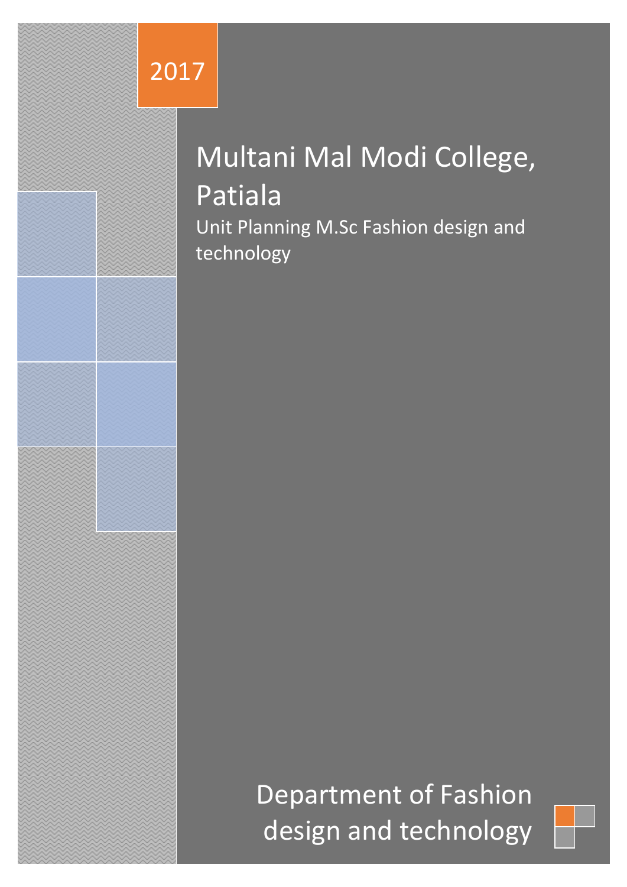2017

# Multani Mal Modi College, Patiala

Unit Planning M.Sc Fashion design and technology

Department of Fashion design and technology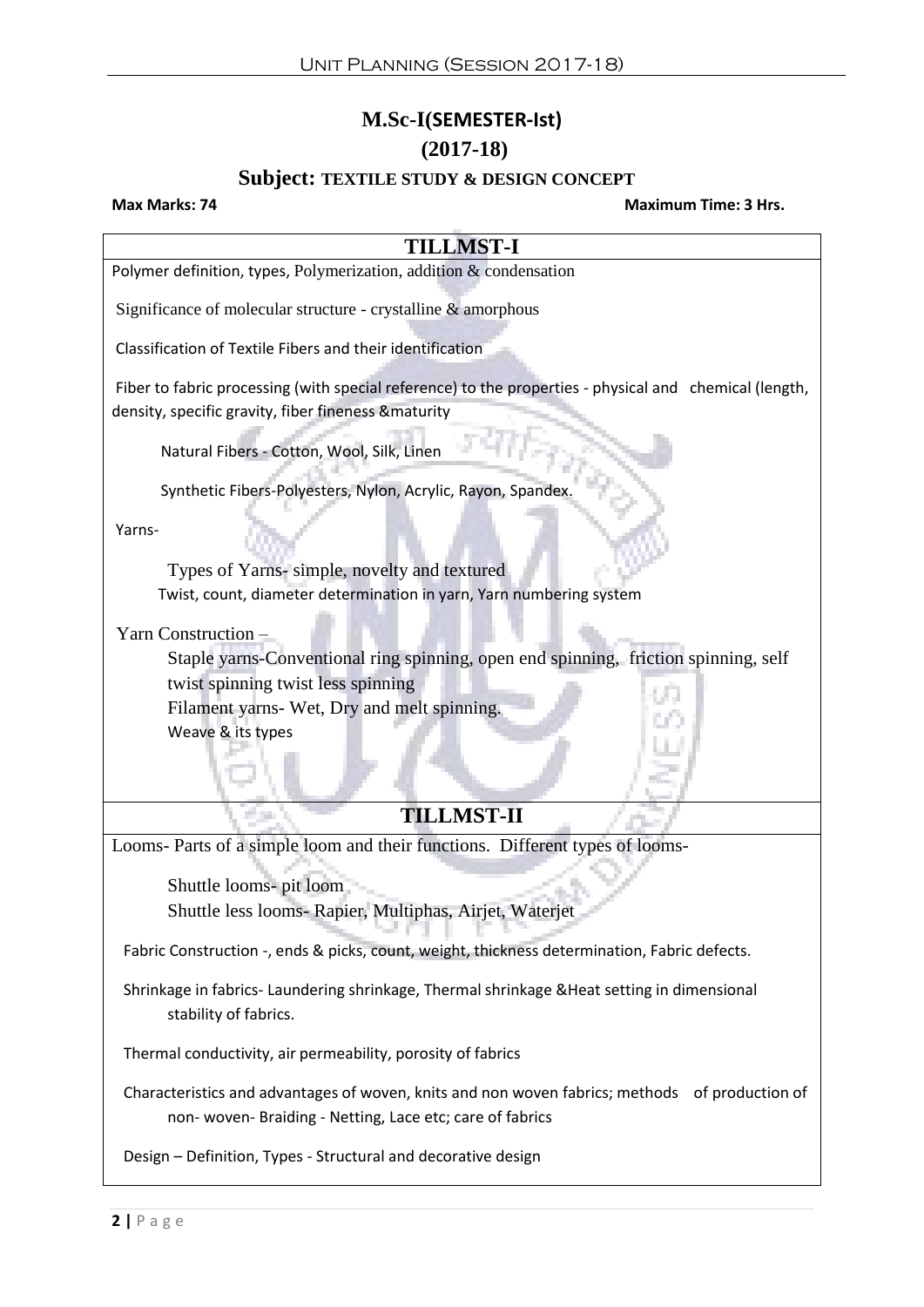# M.Sc-I(SEMESTER-Ist)

## (2017-18)

### Subject: TEXTILE STUDY & DESIGN CONCEPT

**Max Marks: 74** **Maximum Time: 3 Hrs.**

## TILLMST-I

Polymer definition, types, Polymerization, addition & condensation

Significance of molecular structure - crystalline & amorphous

Classification of Textile Fibers and their identification

Fiber to fabric processing (with special reference) to the properties - physical and chemical (length, density, specific gravity, fiber fineness &maturity

Natural Fibers - Cotton, Wool, Silk, Linen

Synthetic Fibers-Polyesters, Nylon, Acrylic, Rayon, Spandex.

Yarns-

Types of Yarns- simple, novelty and textured
Twist, count, diameter determination in yarn, Yarn numbering system

Yarn Construction –

Staple yarns-Conventional ring spinning, open end spinning, friction spinning, self twist spinning twist less spinning
Filament yarns- Wet, Dry and melt spinning.
Weave & its types

## TILLMST-II

Looms- Parts of a simple loom and their functions. Different types of looms-

Shuttle looms- pit loom
Shuttle less looms- Rapier, Multiphas, Airjet, Waterjet

Fabric Construction -, ends & picks, count, weight, thickness determination, Fabric defects.

Shrinkage in fabrics- Laundering shrinkage, Thermal shrinkage &Heat setting in dimensional stability of fabrics.

Thermal conductivity, air permeability, porosity of fabrics

Characteristics and advantages of woven, knits and non woven fabrics; methods of production of non- woven- Braiding - Netting, Lace etc; care of fabrics

Design – Definition, Types - Structural and decorative design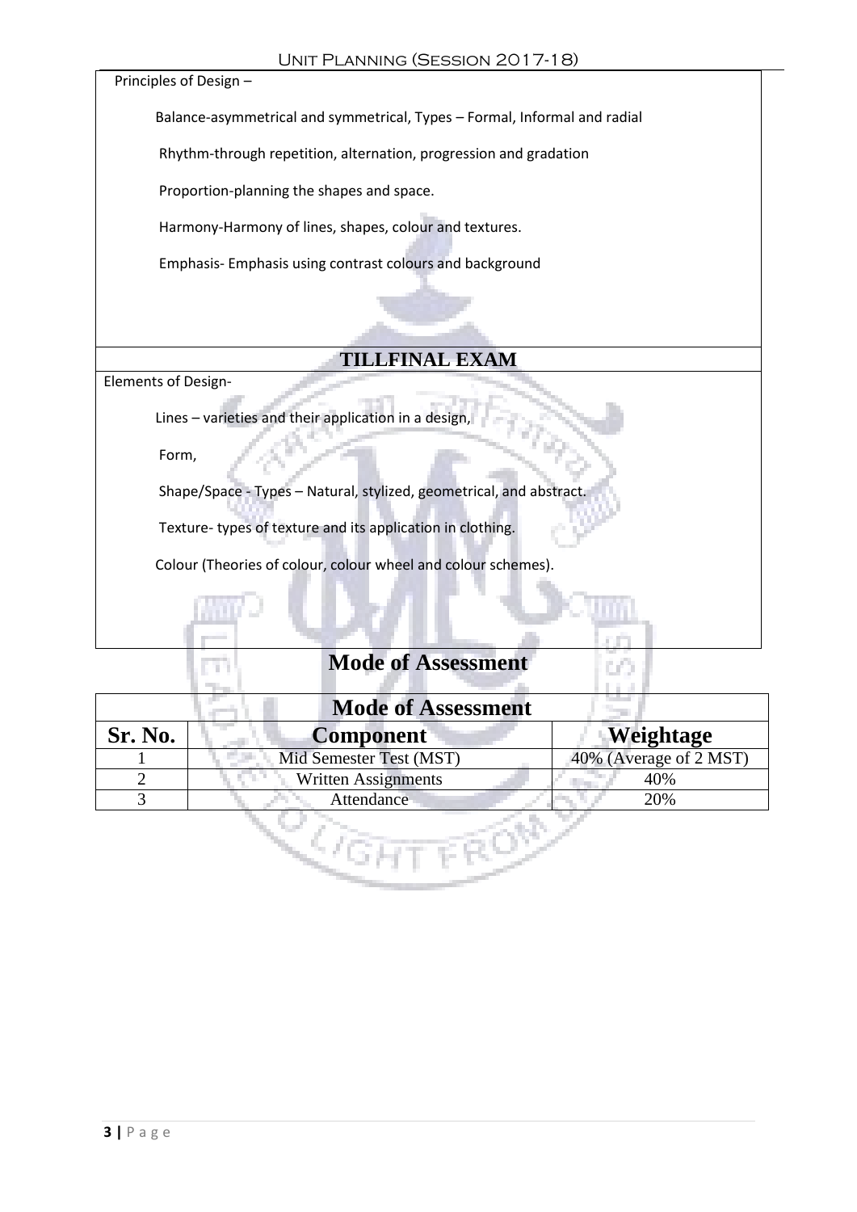Principles of Design –

Balance-asymmetrical and symmetrical, Types – Formal, Informal and radial

Rhythm-through repetition, alternation, progression and gradation

Proportion-planning the shapes and space.

Harmony-Harmony of lines, shapes, colour and textures.

Emphasis- Emphasis using contrast colours and background

## TILLFINAL EXAM

Elements of Design-

Lines – varieties and their application in a design,

Form,

Shape/Space - Types – Natural, stylized, geometrical, and abstract.

Texture- types of texture and its application in clothing.

Colour (Theories of colour, colour wheel and colour schemes).

## Mode of Assessment

| Mode of Assessment | | |
|---|---|---|
| **Sr. No.** | **Component** | **Weightage** |
| 1 | Mid Semester Test (MST) | 40% (Average of 2 MST) |
| 2 | Written Assignments | 40% |
| 3 | Attendance | 20% |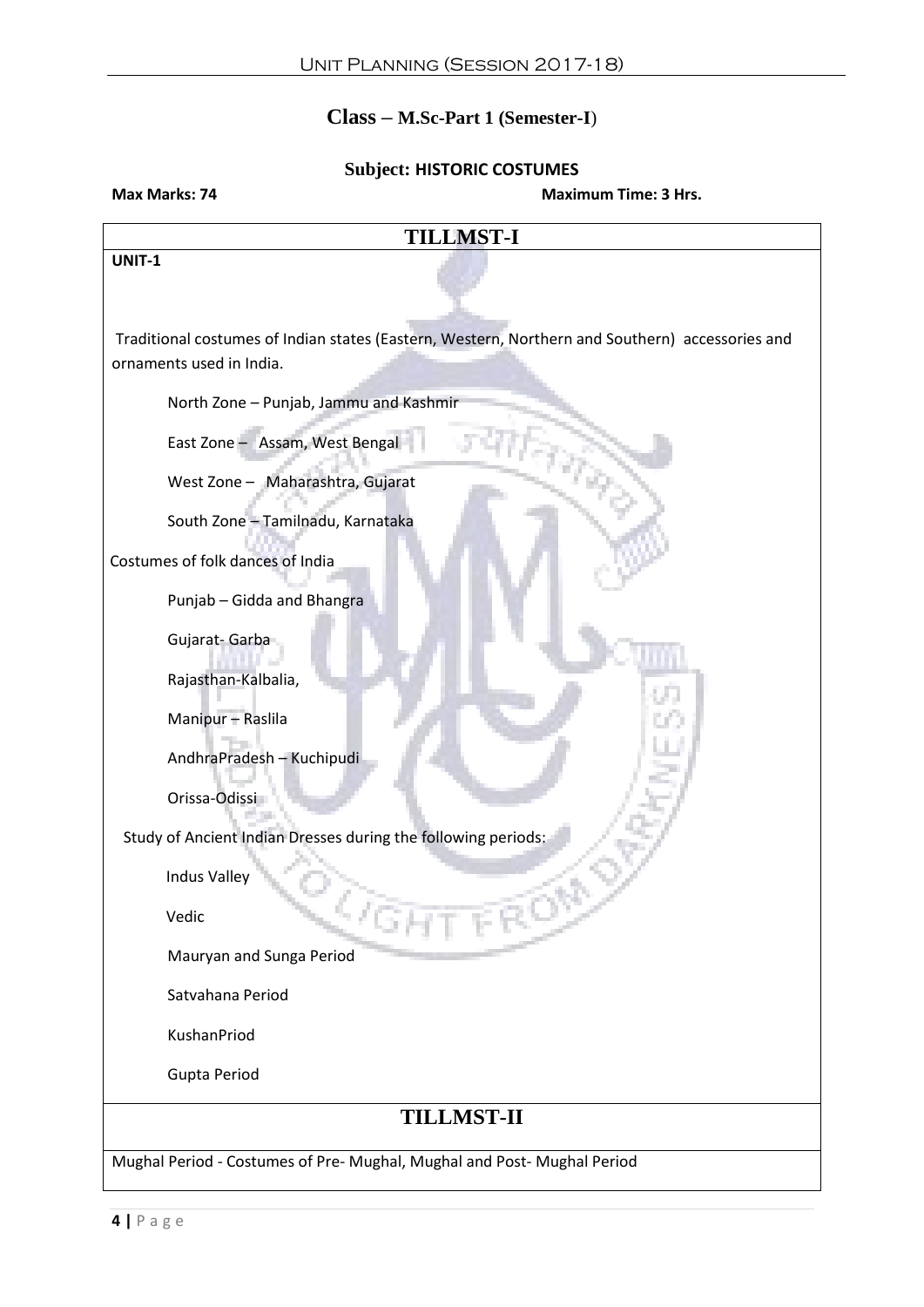## Class – M.Sc-Part 1 (Semester-I)

### Subject: HISTORIC COSTUMES

**Max Marks: 74** **Maximum Time: 3 Hrs.**

## TILLMST-I

**UNIT-1**

Traditional costumes of Indian states (Eastern, Western, Northern and Southern) accessories and ornaments used in India.

- North Zone – Punjab, Jammu and Kashmir
- East Zone – Assam, West Bengal
- West Zone – Maharashtra, Gujarat
- South Zone – Tamilnadu, Karnataka

Costumes of folk dances of India

- Punjab – Gidda and Bhangra
- Gujarat- Garba
- Rajasthan-Kalbalia,
- Manipur – Raslila
- AndhraPradesh – Kuchipudi
- Orissa-Odissi

Study of Ancient Indian Dresses during the following periods:

- Indus Valley
- Vedic
- Mauryan and Sunga Period
- Satvahana Period
- KushanPriod
- Gupta Period

## TILLMST-II

Mughal Period - Costumes of Pre- Mughal, Mughal and Post- Mughal Period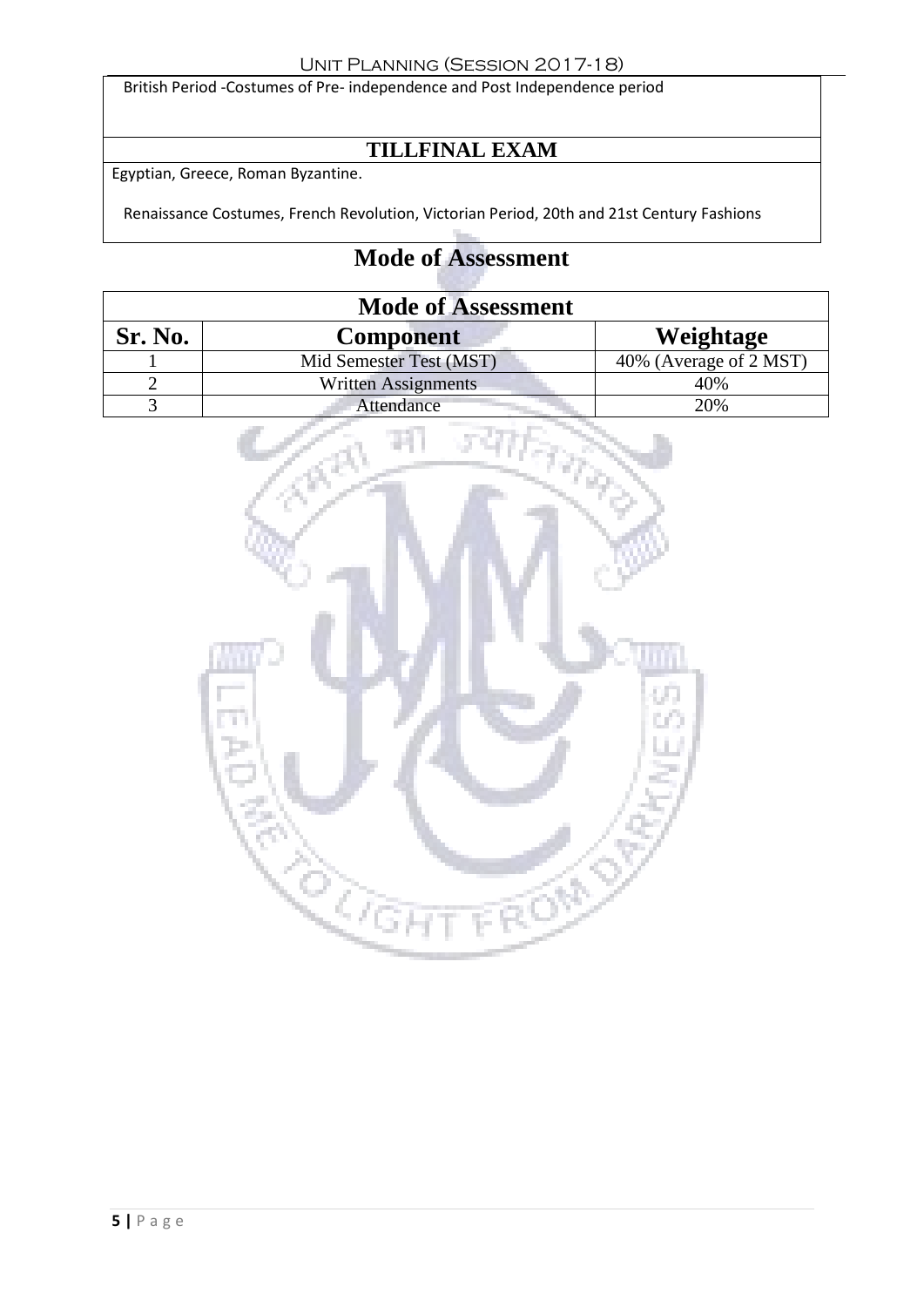British Period -Costumes of Pre- independence and Post Independence period

## TILLFINAL EXAM

Egyptian, Greece, Roman Byzantine.

Renaissance Costumes, French Revolution, Victorian Period, 20th and 21st Century Fashions

## Mode of Assessment

| Mode of Assessment | | |
|---|---|---|
| **Sr. No.** | **Component** | **Weightage** |
| 1 | Mid Semester Test (MST) | 40% (Average of 2 MST) |
| 2 | Written Assignments | 40% |
| 3 | Attendance | 20% |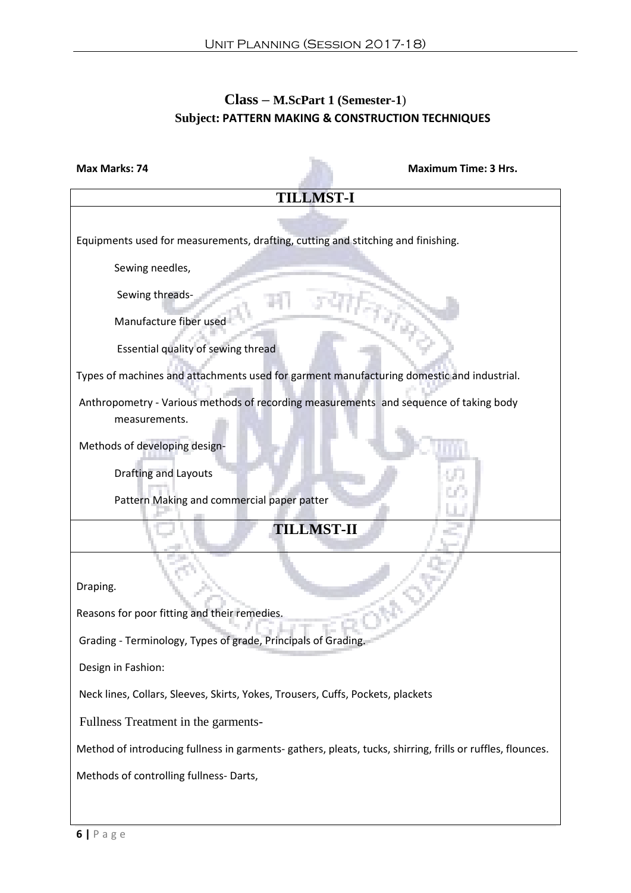## Class – M.ScPart 1 (Semester-1)

### Subject: PATTERN MAKING & CONSTRUCTION TECHNIQUES

**Max Marks: 74** **Maximum Time: 3 Hrs.**

| TILLMST-I |
|---|
| Equipments used for measurements, drafting, cutting and stitching and finishing.<br><br>Sewing needles,<br><br>Sewing threads-<br><br>Manufacture fiber used<br><br>Essential quality of sewing thread<br><br>Types of machines and attachments used for garment manufacturing domestic and industrial.<br><br>Anthropometry - Various methods of recording measurements and sequence of taking body measurements.<br><br>Methods of developing design-<br><br>Drafting and Layouts<br><br>Pattern Making and commercial paper patter |
| **TILLMST-II** |
| Draping.<br><br>Reasons for poor fitting and their remedies.<br><br>Grading - Terminology, Types of grade, Principals of Grading.<br><br>Design in Fashion:<br><br>Neck lines, Collars, Sleeves, Skirts, Yokes, Trousers, Cuffs, Pockets, plackets<br><br>Fullness Treatment in the garments-<br><br>Method of introducing fullness in garments- gathers, pleats, tucks, shirring, frills or ruffles, flounces.<br><br>Methods of controlling fullness- Darts, |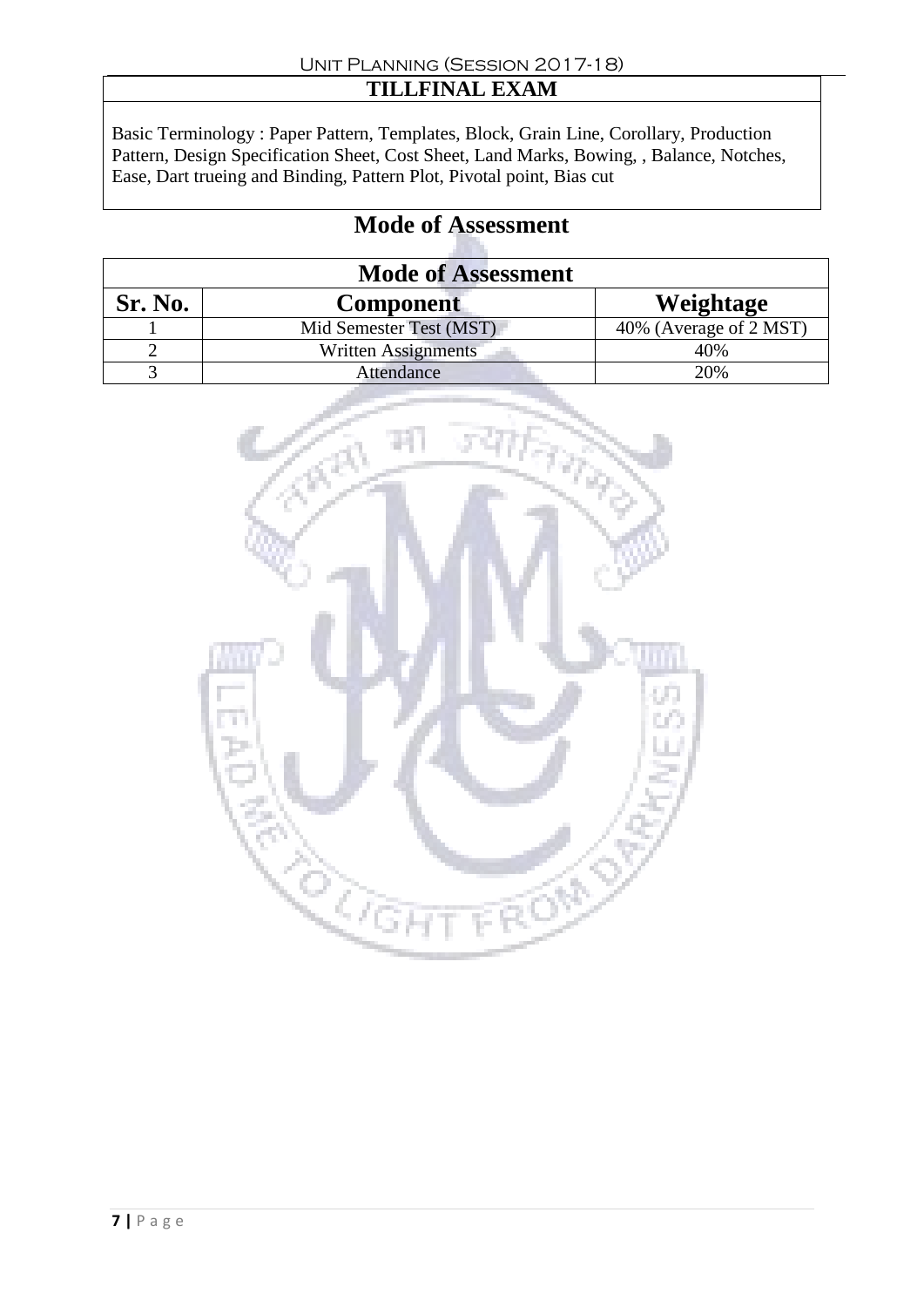## TILLFINAL EXAM

Basic Terminology : Paper Pattern, Templates, Block, Grain Line, Corollary, Production Pattern, Design Specification Sheet, Cost Sheet, Land Marks, Bowing, , Balance, Notches, Ease, Dart trueing and Binding, Pattern Plot, Pivotal point, Bias cut

# Mode of Assessment

| Mode of Assessment | | |
|---|---|---|
| **Sr. No.** | **Component** | **Weightage** |
| 1 | Mid Semester Test (MST) | 40% (Average of 2 MST) |
| 2 | Written Assignments | 40% |
| 3 | Attendance | 20% |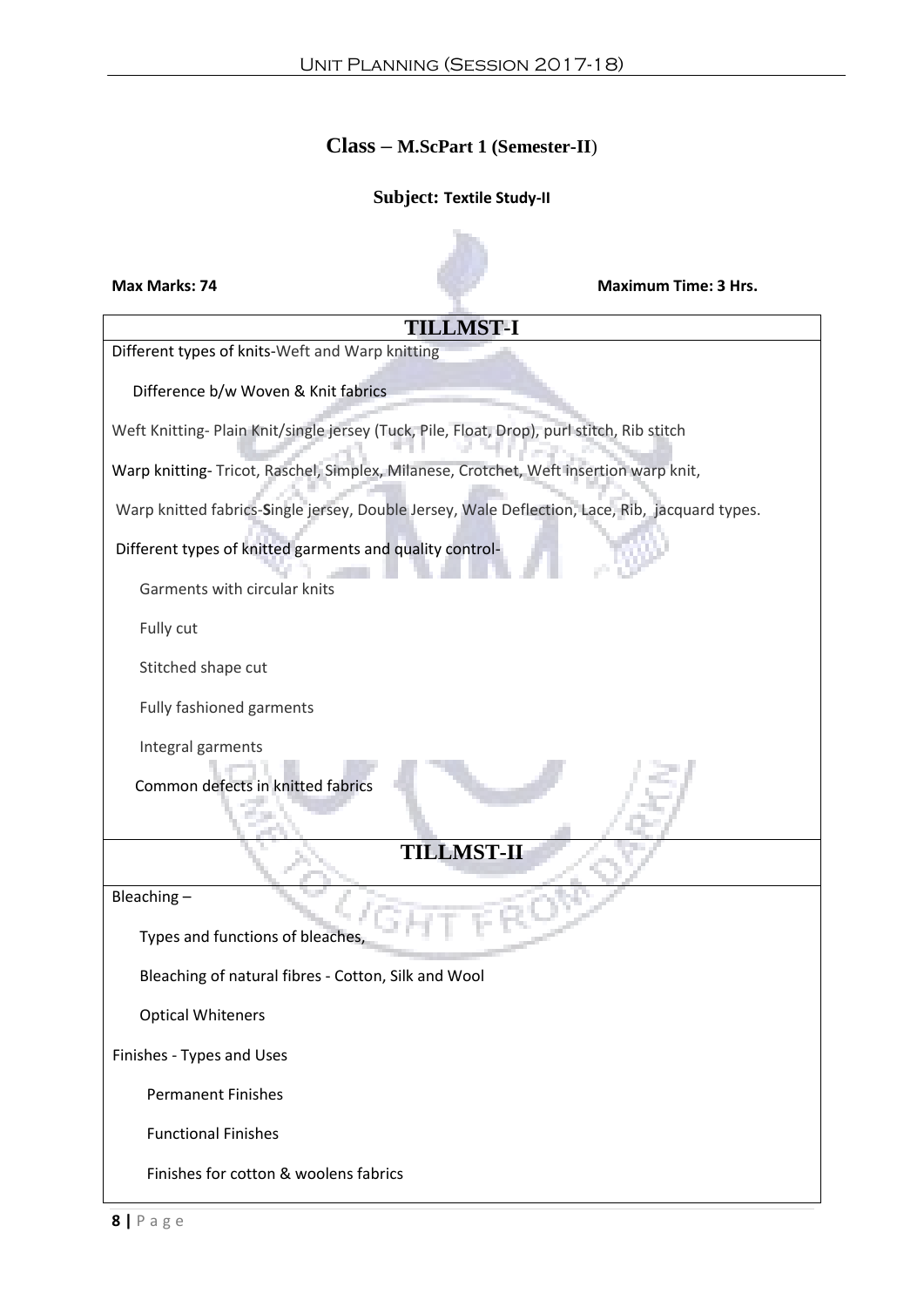## Class – M.ScPart 1 (Semester-II)

### Subject: Textile Study-II

**Max Marks: 74** **Maximum Time: 3 Hrs.**

| TILLMST-I |
|---|
| Different types of knits-Weft and Warp knitting<br><br>Difference b/w Woven & Knit fabrics<br><br>Weft Knitting- Plain Knit/single jersey (Tuck, Pile, Float, Drop), purl stitch, Rib stitch<br><br>Warp knitting- Tricot, Raschel, Simplex, Milanese, Crotchet, Weft insertion warp knit,<br><br>Warp knitted fabrics-Single jersey, Double Jersey, Wale Deflection, Lace, Rib, jacquard types.<br><br>Different types of knitted garments and quality control-<br><br>Garments with circular knits<br><br>Fully cut<br><br>Stitched shape cut<br><br>Fully fashioned garments<br><br>Integral garments<br><br>Common defects in knitted fabrics |
| **TILLMST-II** |
| Bleaching –<br><br>Types and functions of bleaches,<br><br>Bleaching of natural fibres - Cotton, Silk and Wool<br><br>Optical Whiteners<br><br>Finishes - Types and Uses<br><br>Permanent Finishes<br><br>Functional Finishes<br><br>Finishes for cotton & woolens fabrics |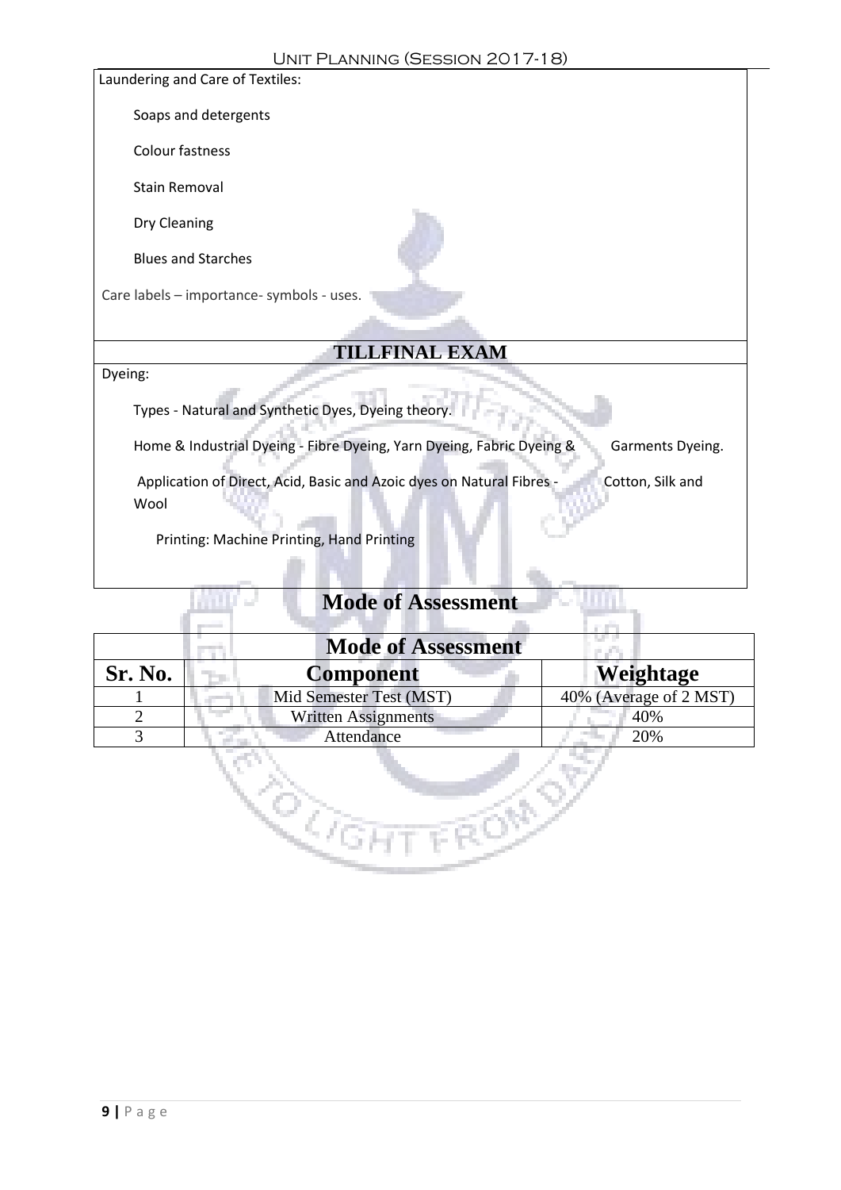Laundering and Care of Textiles:

- Soaps and detergents
- Colour fastness
- Stain Removal
- Dry Cleaning
- Blues and Starches

Care labels – importance- symbols - uses.

## TILLFINAL EXAM

Dyeing:

- Types - Natural and Synthetic Dyes, Dyeing theory.
- Home & Industrial Dyeing - Fibre Dyeing, Yarn Dyeing, Fabric Dyeing & Garments Dyeing.
- Application of Direct, Acid, Basic and Azoic dyes on Natural Fibres - Cotton, Silk and Wool
- Printing: Machine Printing, Hand Printing

## Mode of Assessment

| Mode of Assessment | | |
|---|---|---|
| **Sr. No.** | **Component** | **Weightage** |
| 1 | Mid Semester Test (MST) | 40% (Average of 2 MST) |
| 2 | Written Assignments | 40% |
| 3 | Attendance | 20% |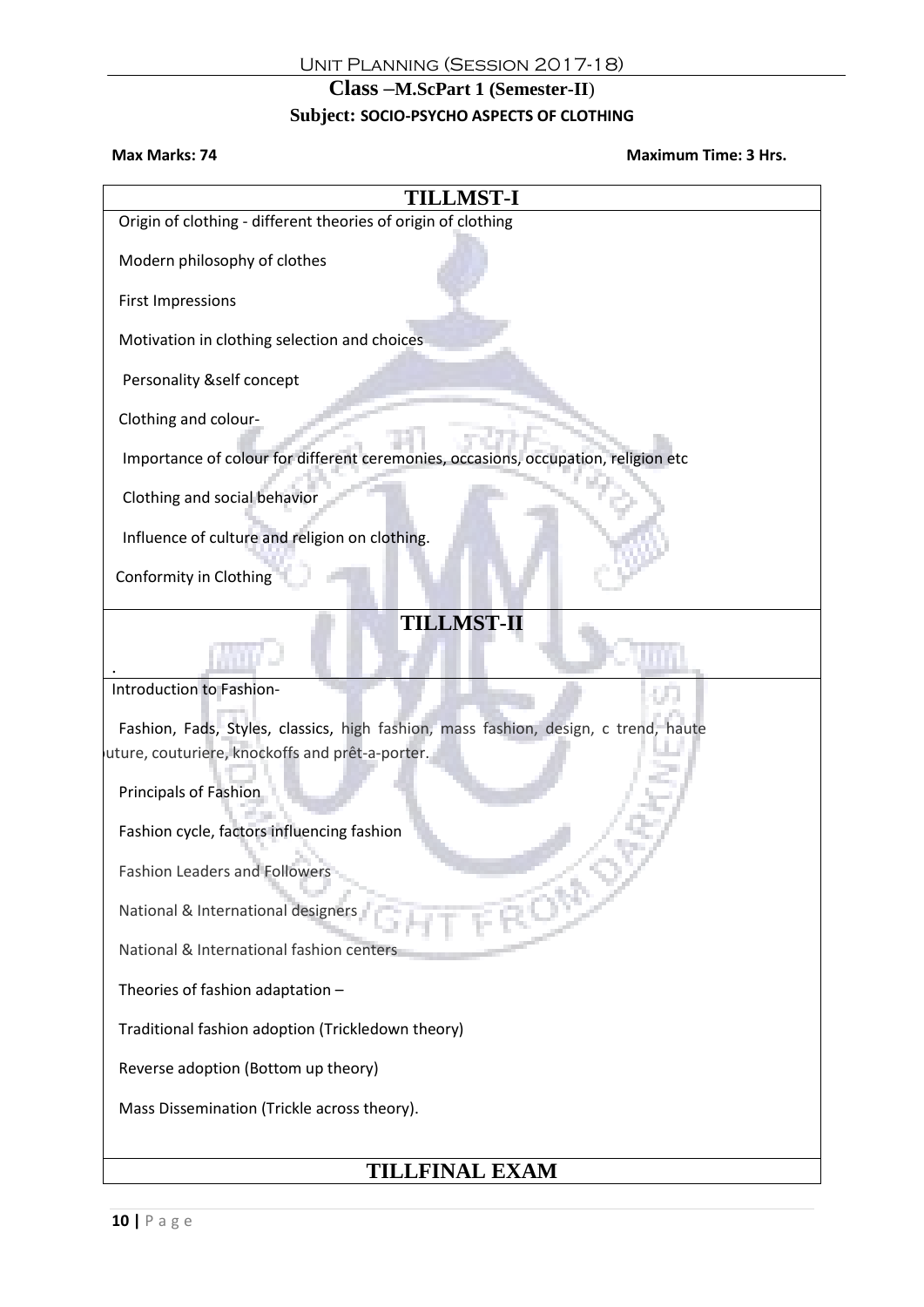Unit Planning (Session 2017-18)

## Class –M.ScPart 1 (Semester-II)

### Subject: SOCIO-PSYCHO ASPECTS OF CLOTHING

**Max Marks: 74** **Maximum Time: 3 Hrs.**

| TILLMST-I |
|---|
| Origin of clothing - different theories of origin of clothing<br><br>Modern philosophy of clothes<br><br>First Impressions<br><br>Motivation in clothing selection and choices<br><br>Personality &self concept<br><br>Clothing and colour-<br><br>Importance of colour for different ceremonies, occasions, occupation, religion etc<br><br>Clothing and social behavior<br><br>Influence of culture and religion on clothing.<br><br>Conformity in Clothing |
| **TILLMST-II**<br><br>. |
| Introduction to Fashion-<br><br>Fashion, Fads, Styles, classics, high fashion, mass fashion, design, c trend, haute uture, couturiere, knockoffs and prêt-a-porter.<br><br>Principals of Fashion<br><br>Fashion cycle, factors influencing fashion<br><br>Fashion Leaders and Followers<br><br>National & International designers<br><br>National & International fashion centers<br><br>Theories of fashion adaptation –<br><br>Traditional fashion adoption (Trickledown theory)<br><br>Reverse adoption (Bottom up theory)<br><br>Mass Dissemination (Trickle across theory). |
| **TILLFINAL EXAM** |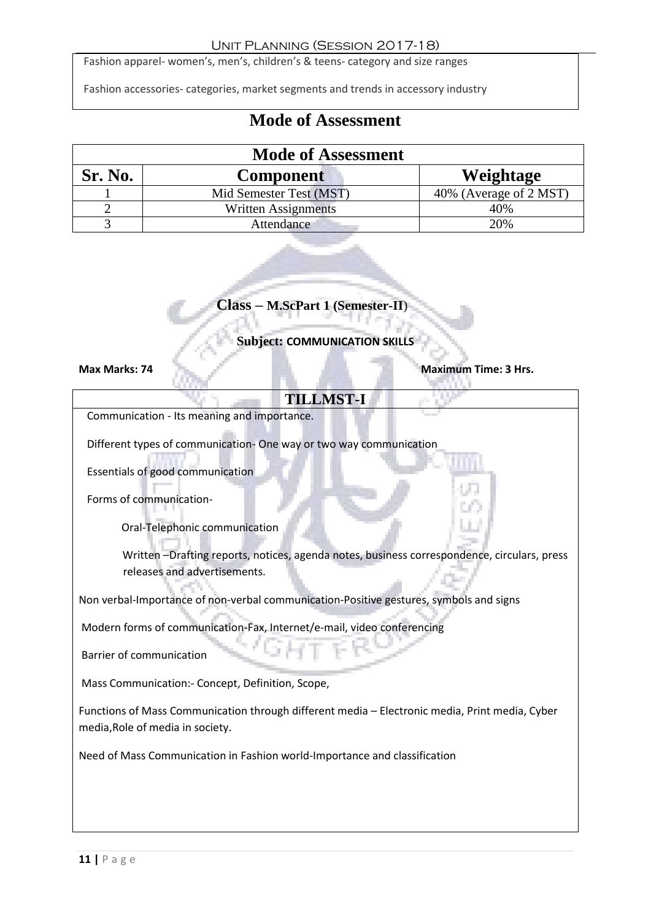Fashion apparel- women's, men's, children's & teens- category and size ranges

Fashion accessories- categories, market segments and trends in accessory industry

## Mode of Assessment

| Mode of Assessment | | |
|---|---|---|
| **Sr. No.** | **Component** | **Weightage** |
| 1 | Mid Semester Test (MST) | 40% (Average of 2 MST) |
| 2 | Written Assignments | 40% |
| 3 | Attendance | 20% |

### Class – M.ScPart 1 (Semester-II)

**Subject: COMMUNICATION SKILLS**

**Max Marks: 74** **Maximum Time: 3 Hrs.**

### TILLMST-I

Communication - Its meaning and importance.

Different types of communication- One way or two way communication

Essentials of good communication

Forms of communication-

Oral-Telephonic communication

Written –Drafting reports, notices, agenda notes, business correspondence, circulars, press releases and advertisements.

Non verbal-Importance of non-verbal communication-Positive gestures, symbols and signs

Modern forms of communication-Fax, Internet/e-mail, video conferencing

Barrier of communication

Mass Communication:- Concept, Definition, Scope,

Functions of Mass Communication through different media – Electronic media, Print media, Cyber media,Role of media in society.

Need of Mass Communication in Fashion world-Importance and classification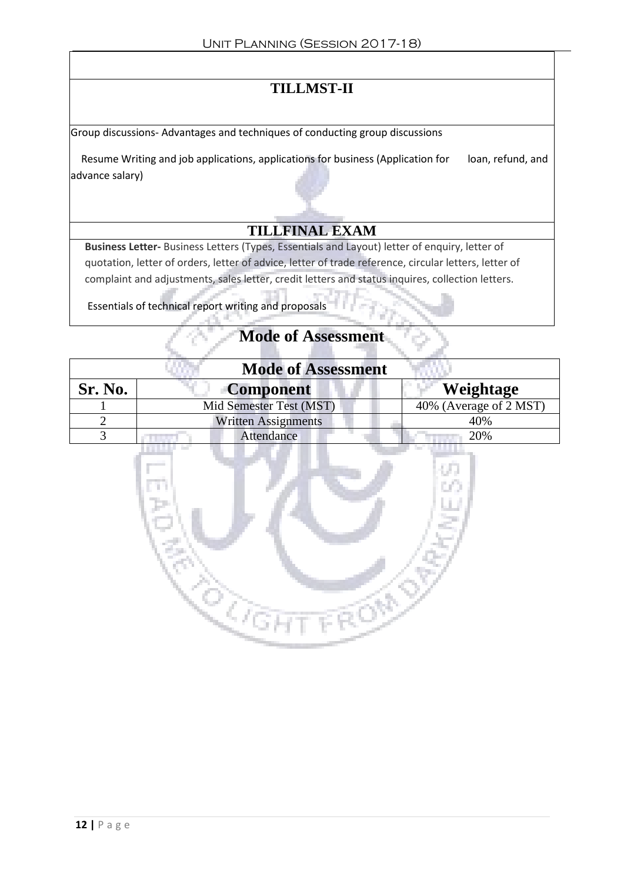## TILLMST-II

Group discussions- Advantages and techniques of conducting group discussions

Resume Writing and job applications, applications for business (Application for loan, refund, and advance salary)

## TILLFINAL EXAM

**Business Letter-** Business Letters (Types, Essentials and Layout) letter of enquiry, letter of quotation, letter of orders, letter of advice, letter of trade reference, circular letters, letter of complaint and adjustments, sales letter, credit letters and status inquires, collection letters.

Essentials of technical report writing and proposals

## Mode of Assessment

| Mode of Assessment | | |
|---|---|---|
| **Sr. No.** | **Component** | **Weightage** |
| 1 | Mid Semester Test (MST) | 40% (Average of 2 MST) |
| 2 | Written Assignments | 40% |
| 3 | Attendance | 20% |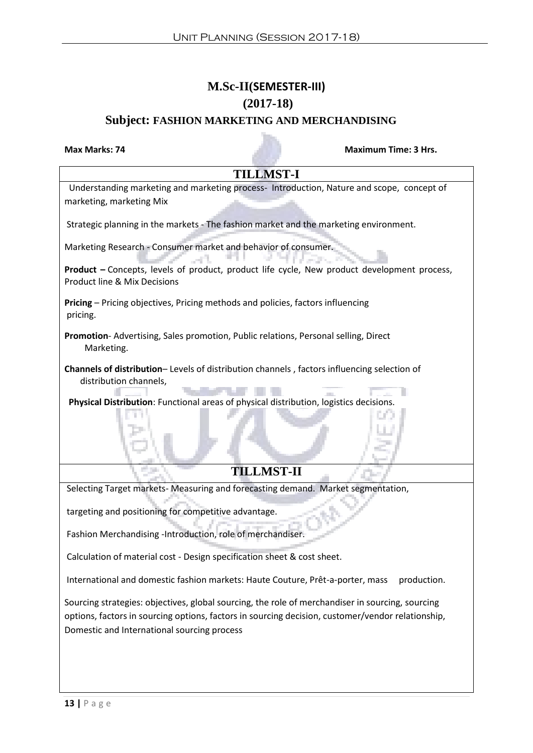# M.Sc-II(SEMESTER-III)

# (2017-18)

## Subject: FASHION MARKETING AND MERCHANDISING

**Max Marks: 74** **Maximum Time: 3 Hrs.**

### TILLMST-I

Understanding marketing and marketing process- Introduction, Nature and scope, concept of marketing, marketing Mix

Strategic planning in the markets - The fashion market and the marketing environment.

Marketing Research - Consumer market and behavior of consumer.

**Product –** Concepts, levels of product, product life cycle, New product development process, Product line & Mix Decisions

**Pricing** – Pricing objectives, Pricing methods and policies, factors influencing pricing.

**Promotion**- Advertising, Sales promotion, Public relations, Personal selling, Direct Marketing.

**Channels of distribution**– Levels of distribution channels , factors influencing selection of distribution channels,

**Physical Distribution**: Functional areas of physical distribution, logistics decisions.

### TILLMST-II

Selecting Target markets- Measuring and forecasting demand. Market segmentation,

targeting and positioning for competitive advantage.

Fashion Merchandising -Introduction, role of merchandiser.

Calculation of material cost - Design specification sheet & cost sheet.

International and domestic fashion markets: Haute Couture, Prêt-a-porter, mass production.

Sourcing strategies: objectives, global sourcing, the role of merchandiser in sourcing, sourcing options, factors in sourcing options, factors in sourcing decision, customer/vendor relationship, Domestic and International sourcing process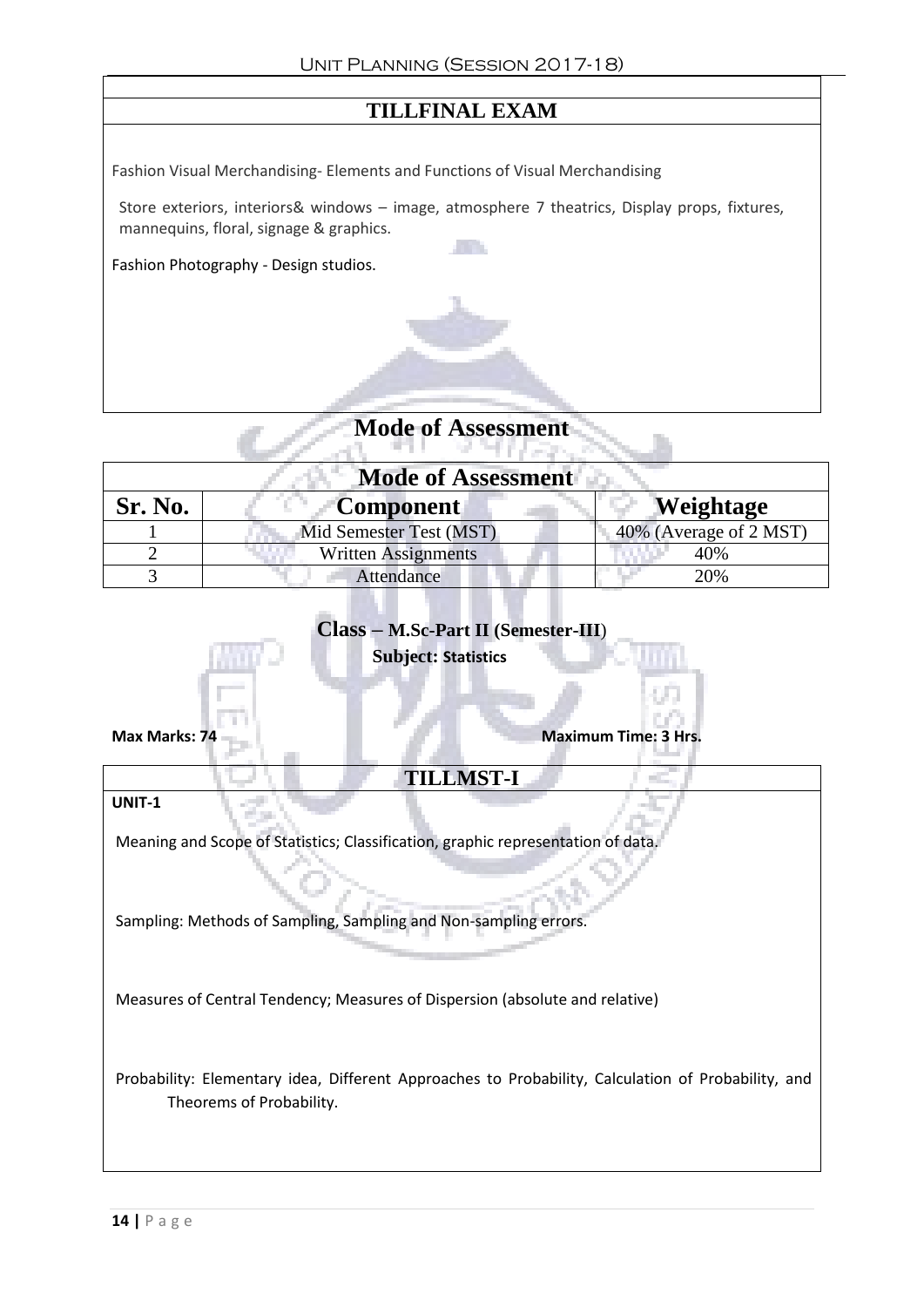## TILLFINAL EXAM

Fashion Visual Merchandising- Elements and Functions of Visual Merchandising

Store exteriors, interiors& windows – image, atmosphere 7 theatrics, Display props, fixtures, mannequins, floral, signage & graphics.

Fashion Photography - Design studios.

# Mode of Assessment

| Mode of Assessment | | |
|---|---|---|
| **Sr. No.** | **Component** | **Weightage** |
| 1 | Mid Semester Test (MST) | 40% (Average of 2 MST) |
| 2 | Written Assignments | 40% |
| 3 | Attendance | 20% |

**Class – M.Sc-Part II (Semester-III)**

**Subject: Statistics**

**Max Marks: 74** **Maximum Time: 3 Hrs.**

## TILLMST-I

**UNIT-1**

Meaning and Scope of Statistics; Classification, graphic representation of data.

Sampling: Methods of Sampling, Sampling and Non-sampling errors.

Measures of Central Tendency; Measures of Dispersion (absolute and relative)

Probability: Elementary idea, Different Approaches to Probability, Calculation of Probability, and Theorems of Probability.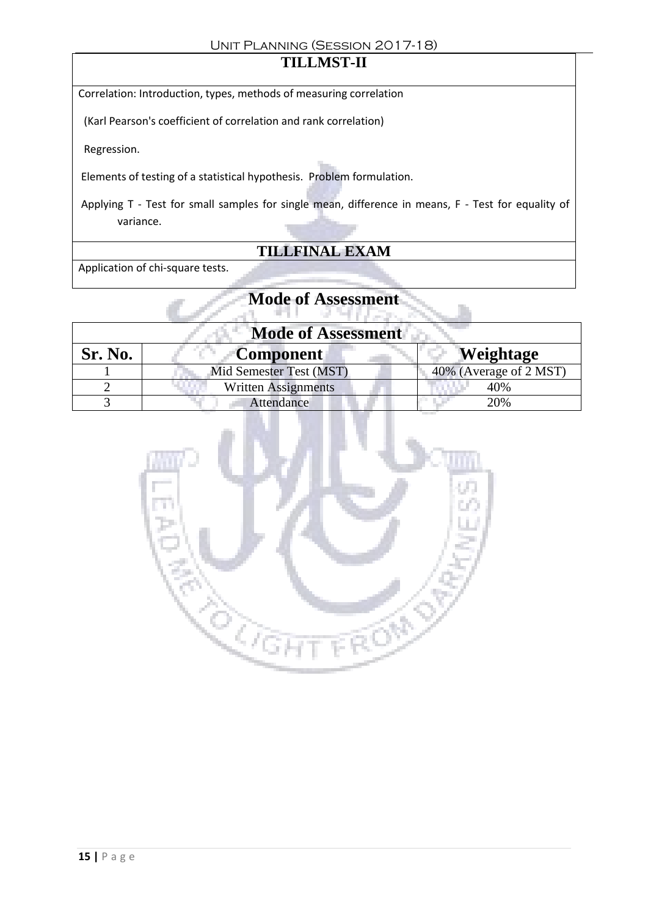## TILLMST-II

Correlation: Introduction, types, methods of measuring correlation

(Karl Pearson's coefficient of correlation and rank correlation)

Regression.

Elements of testing of a statistical hypothesis. Problem formulation.

Applying T - Test for small samples for single mean, difference in means, F - Test for equality of variance.

## TILLFINAL EXAM

Application of chi-square tests.

## Mode of Assessment

| Mode of Assessment | | |
|---|---|---|
| **Sr. No.** | **Component** | **Weightage** |
| 1 | Mid Semester Test (MST) | 40% (Average of 2 MST) |
| 2 | Written Assignments | 40% |
| 3 | Attendance | 20% |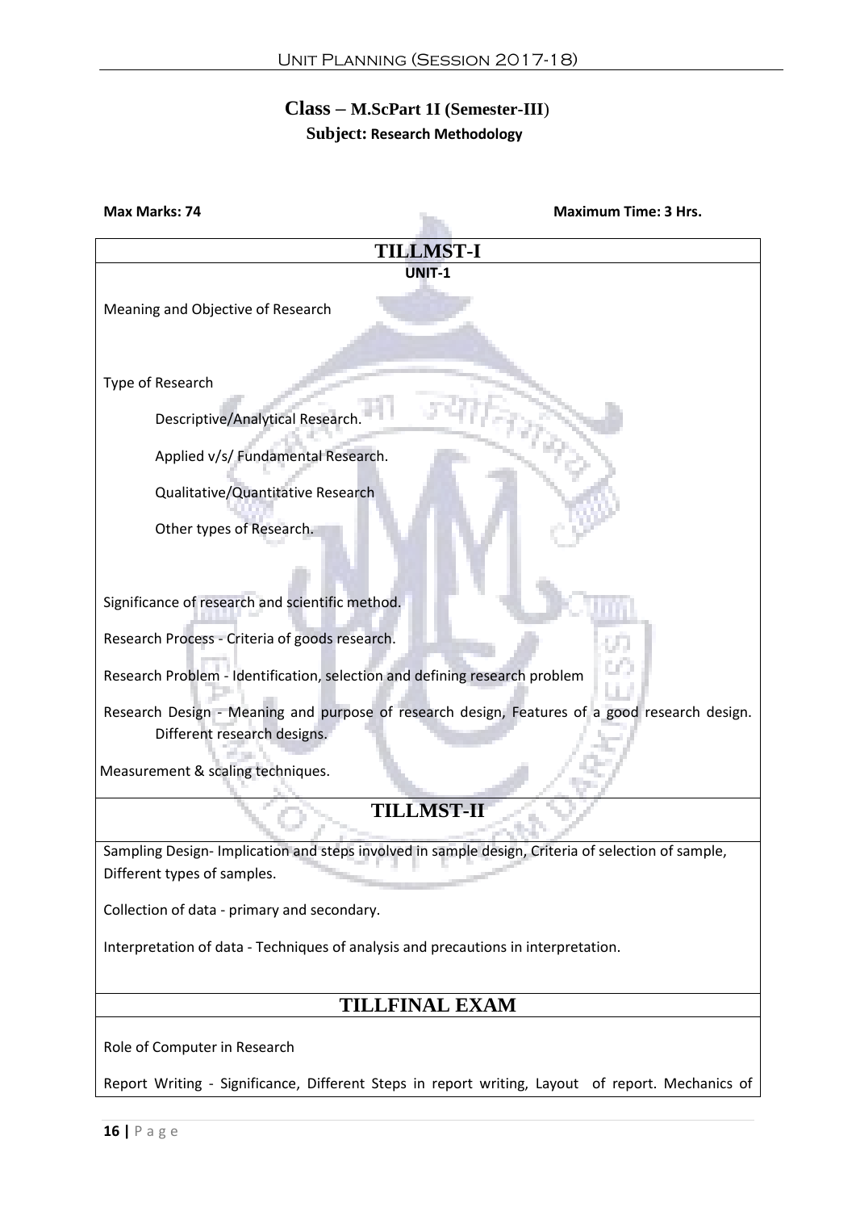**Class – M.ScPart 1I (Semester-III)**

**Subject: Research Methodology**

**Max Marks: 74** **Maximum Time: 3 Hrs.**

## TILLMST-I

**UNIT-1**

Meaning and Objective of Research

Type of Research

- Descriptive/Analytical Research.
- Applied v/s/ Fundamental Research.
- Qualitative/Quantitative Research
- Other types of Research.

Significance of research and scientific method.

Research Process - Criteria of goods research.

Research Problem - Identification, selection and defining research problem

Research Design - Meaning and purpose of research design, Features of a good research design. Different research designs.

Measurement & scaling techniques.

## TILLMST-II

Sampling Design- Implication and steps involved in sample design, Criteria of selection of sample, Different types of samples.

Collection of data - primary and secondary.

Interpretation of data - Techniques of analysis and precautions in interpretation.

## TILLFINAL EXAM

Role of Computer in Research

Report Writing - Significance, Different Steps in report writing, Layout of report. Mechanics of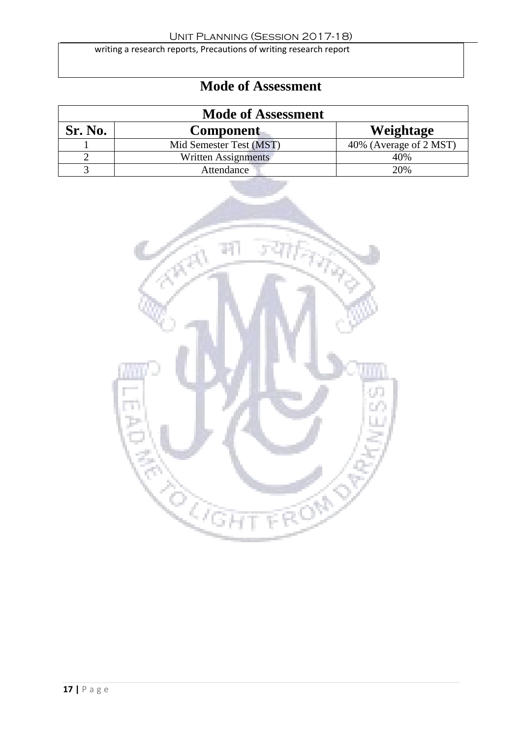writing a research reports, Precautions of writing research report

## Mode of Assessment

| Mode of Assessment | | |
|---|---|---|
| **Sr. No.** | **Component** | **Weightage** |
| 1 | Mid Semester Test (MST) | 40% (Average of 2 MST) |
| 2 | Written Assignments | 40% |
| 3 | Attendance | 20% |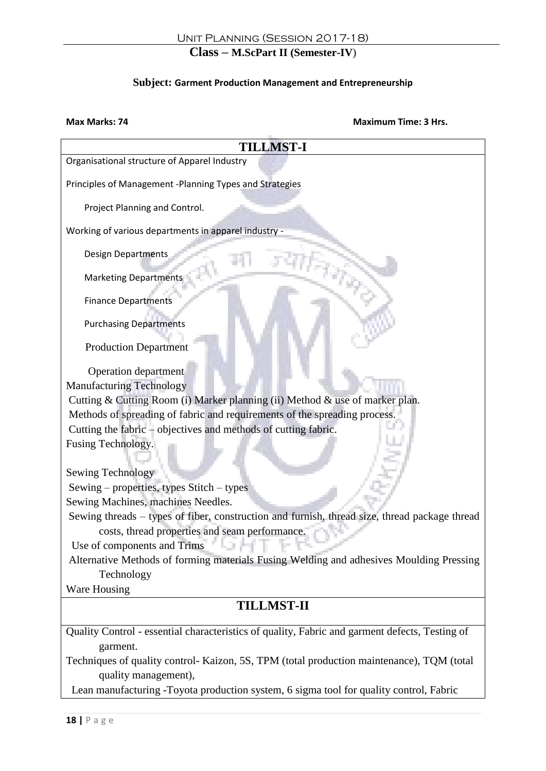Unit Planning (Session 2017-18)

**Class – M.ScPart II (Semester-IV)**

**Subject: Garment Production Management and Entrepreneurship**

**Max Marks: 74** **Maximum Time: 3 Hrs.**

## TILLMST-I

Organisational structure of Apparel Industry

Principles of Management -Planning Types and Strategies

Project Planning and Control.

Working of various departments in apparel industry -

Design Departments

Marketing Departments

Finance Departments

Purchasing Departments

Production Department

Operation department

Manufacturing Technology

Cutting & Cutting Room (i) Marker planning (ii) Method & use of marker plan.

Methods of spreading of fabric and requirements of the spreading process.

Cutting the fabric – objectives and methods of cutting fabric.

Fusing Technology.

Sewing Technology

Sewing – properties, types Stitch – types

Sewing Machines, machines Needles.

Sewing threads – types of fiber, construction and furnish, thread size, thread package thread costs, thread properties and seam performance.

Use of components and Trims

Alternative Methods of forming materials Fusing Welding and adhesives Moulding Pressing Technology

Ware Housing

## TILLMST-II

Quality Control - essential characteristics of quality, Fabric and garment defects, Testing of garment.

Techniques of quality control- Kaizon, 5S, TPM (total production maintenance), TQM (total quality management),

Lean manufacturing -Toyota production system, 6 sigma tool for quality control, Fabric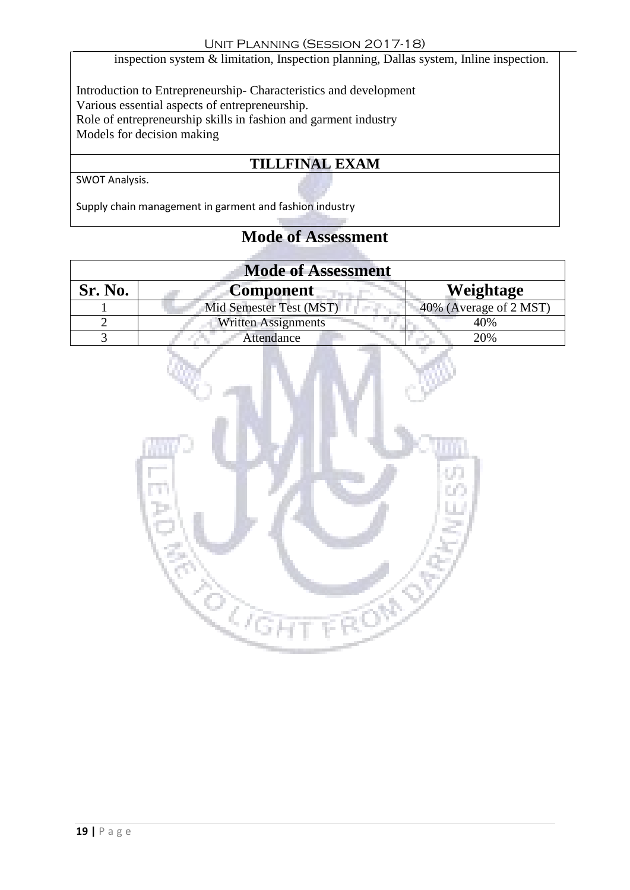inspection system & limitation, Inspection planning, Dallas system, Inline inspection.

Introduction to Entrepreneurship- Characteristics and development
Various essential aspects of entrepreneurship.
Role of entrepreneurship skills in fashion and garment industry
Models for decision making

## TILLFINAL EXAM

SWOT Analysis.

Supply chain management in garment and fashion industry

## Mode of Assessment

| Mode of Assessment | | |
|---|---|---|
| **Sr. No.** | **Component** | **Weightage** |
| 1 | Mid Semester Test (MST) | 40% (Average of 2 MST) |
| 2 | Written Assignments | 40% |
| 3 | Attendance | 20% |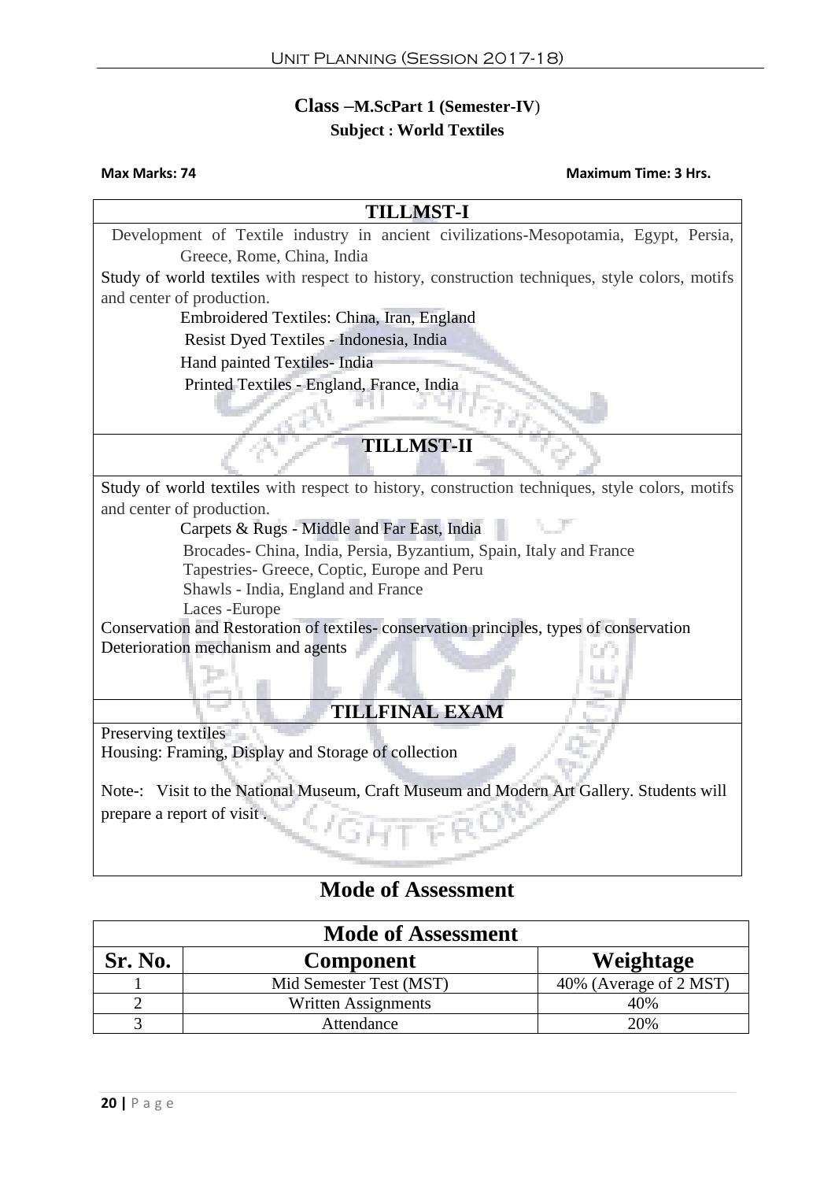**Class –M.ScPart 1 (Semester-IV)**
**Subject : World Textiles**

**Max Marks: 74** **Maximum Time: 3 Hrs.**

## TILLMST-I

Development of Textile industry in ancient civilizations-Mesopotamia, Egypt, Persia, Greece, Rome, China, India

Study of world textiles with respect to history, construction techniques, style colors, motifs and center of production.

- Embroidered Textiles: China, Iran, England
- Resist Dyed Textiles - Indonesia, India
- Hand painted Textiles- India
- Printed Textiles - England, France, India

## TILLMST-II

Study of world textiles with respect to history, construction techniques, style colors, motifs and center of production.

- Carpets & Rugs - Middle and Far East, India
- Brocades- China, India, Persia, Byzantium, Spain, Italy and France
- Tapestries- Greece, Coptic, Europe and Peru
- Shawls - India, England and France
- Laces -Europe

Conservation and Restoration of textiles- conservation principles, types of conservation

Deterioration mechanism and agents

## TILLFINAL EXAM

Preserving textiles

Housing: Framing, Display and Storage of collection

Note-: Visit to the National Museum, Craft Museum and Modern Art Gallery. Students will prepare a report of visit .

## Mode of Assessment

| Mode of Assessment | | |
|---|---|---|
| **Sr. No.** | **Component** | **Weightage** |
| 1 | Mid Semester Test (MST) | 40% (Average of 2 MST) |
| 2 | Written Assignments | 40% |
| 3 | Attendance | 20% |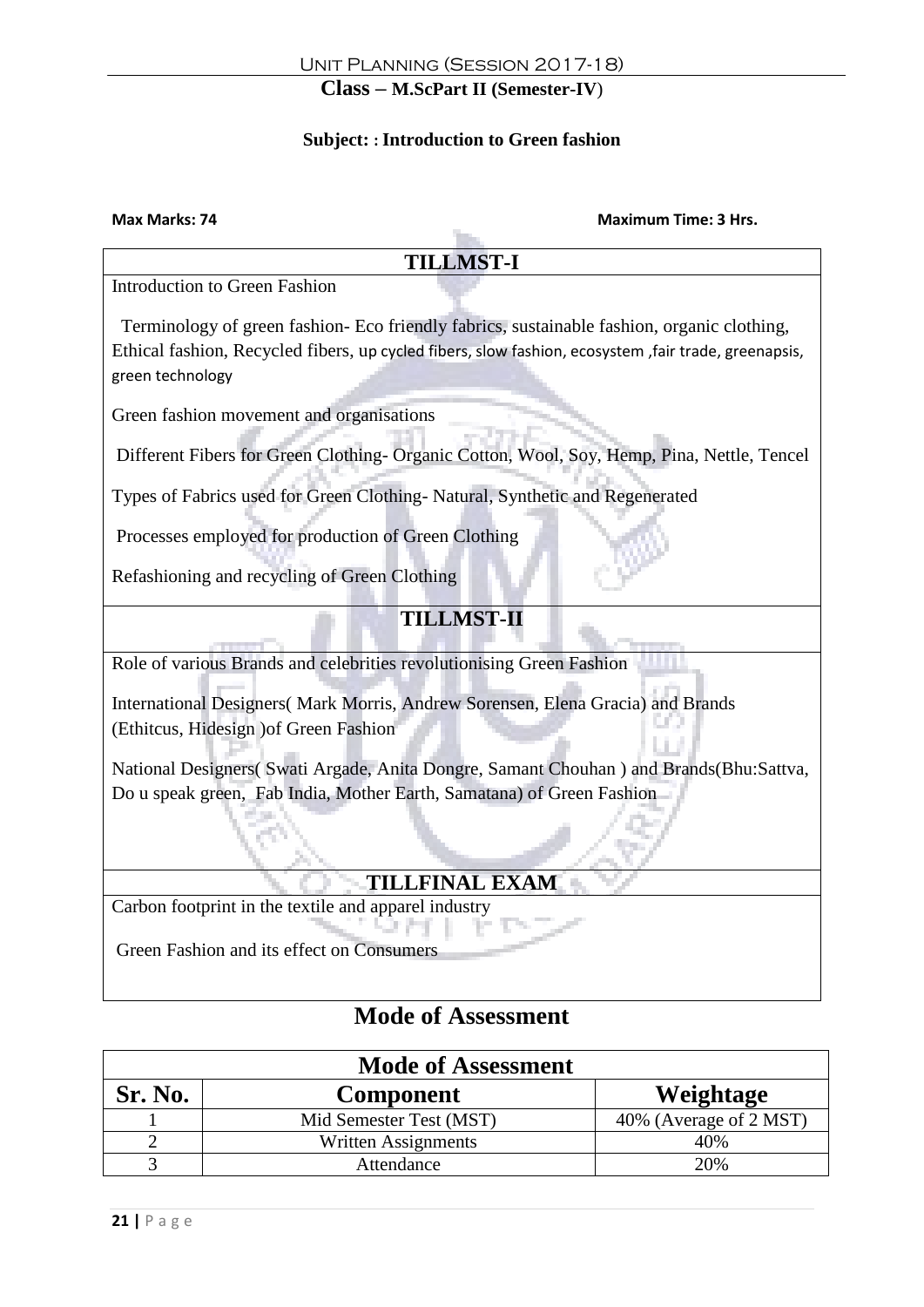Unit Planning (Session 2017-18)

**Class – M.ScPart II (Semester-IV)**

**Subject: : Introduction to Green fashion**

**Max Marks: 74** **Maximum Time: 3 Hrs.**

## TILLMST-I

Introduction to Green Fashion

Terminology of green fashion- Eco friendly fabrics, sustainable fashion, organic clothing, Ethical fashion, Recycled fibers, up cycled fibers, slow fashion, ecosystem ,fair trade, greenapsis, green technology

Green fashion movement and organisations

Different Fibers for Green Clothing- Organic Cotton, Wool, Soy, Hemp, Pina, Nettle, Tencel

Types of Fabrics used for Green Clothing- Natural, Synthetic and Regenerated

Processes employed for production of Green Clothing

Refashioning and recycling of Green Clothing

## TILLMST-II

Role of various Brands and celebrities revolutionising Green Fashion

International Designers( Mark Morris, Andrew Sorensen, Elena Gracia) and Brands (Ethitcus, Hidesign )of Green Fashion

National Designers( Swati Argade, Anita Dongre, Samant Chouhan ) and Brands(Bhu:Sattva, Do u speak green, Fab India, Mother Earth, Samatana) of Green Fashion

## TILLFINAL EXAM

Carbon footprint in the textile and apparel industry

Green Fashion and its effect on Consumers

## Mode of Assessment

| Mode of Assessment | | |
|---|---|---|
| **Sr. No.** | **Component** | **Weightage** |
| 1 | Mid Semester Test (MST) | 40% (Average of 2 MST) |
| 2 | Written Assignments | 40% |
| 3 | Attendance | 20% |